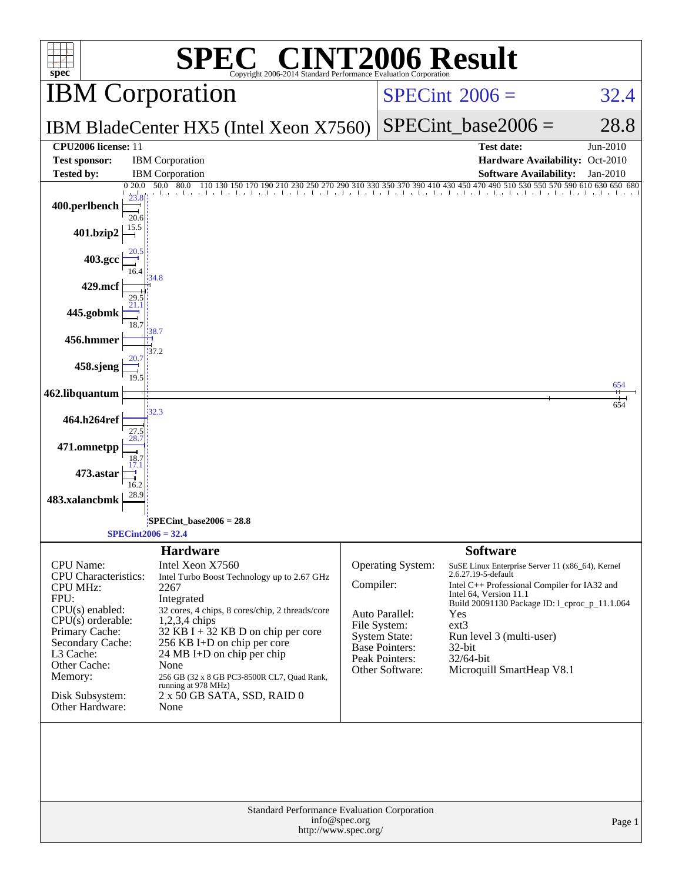# SPEC® CINT2006 Result

Copyright 2006-2014 Standard Performance Evaluation Corporation

## IBM Corporation

**IBM BladeCenter HX5 (Intel Xeon X7560)**

SPECint 2006 = 32.4

SPECint_base2006 = 28.8

| | | | |
|---|---|---|---|
| **CPU2006 license:** 11 | | **Test date:** | Jun-2010 |
| **Test sponsor:** | IBM Corporation | **Hardware Availability:** | Oct-2010 |
| **Tested by:** | IBM Corporation | **Software Availability:** | Jan-2010 |

| Benchmark | Peak | Base |
|---|---|---|
| 400.perlbench | 23.8 | 20.6 |
| 401.bzip2 | 15.5 | |
| 403.gcc | 20.5 | 16.4 |
| 429.mcf | 34.8 | 29.5 |
| 445.gobmk | 21.1 | 18.7 |
| 456.hmmer | 38.7 | 37.2 |
| 458.sjeng | 20.7 | 19.5 |
| 462.libquantum | 654 | 654 |
| 464.h264ref | 32.3 | 27.5 |
| 471.omnetpp | 28.7 | 18.7 |
| 473.astar | 17.1 | 16.2 |
| 483.xalancbmk | 28.9 | |

SPECint_base2006 = 28.8

SPECint2006 = 32.4

### Hardware

| | |
|---|---|
| CPU Name: | Intel Xeon X7560 |
| CPU Characteristics: | Intel Turbo Boost Technology up to 2.67 GHz |
| CPU MHz: | 2267 |
| FPU: | Integrated |
| CPU(s) enabled: | 32 cores, 4 chips, 8 cores/chip, 2 threads/core |
| CPU(s) orderable: | 1,2,3,4 chips |
| Primary Cache: | 32 KB I + 32 KB D on chip per core |
| Secondary Cache: | 256 KB I+D on chip per core |
| L3 Cache: | 24 MB I+D on chip per chip |
| Other Cache: | None |
| Memory: | 256 GB (32 x 8 GB PC3-8500R CL7, Quad Rank, running at 978 MHz) |
| Disk Subsystem: | 2 x 50 GB SATA, SSD, RAID 0 |
| Other Hardware: | None |

### Software

| | |
|---|---|
| Operating System: | SuSE Linux Enterprise Server 11 (x86_64), Kernel 2.6.27.19-5-default |
| Compiler: | Intel C++ Professional Compiler for IA32 and Intel 64, Version 11.1 Build 20091130 Package ID: l_cproc_p_11.1.064 |
| Auto Parallel: | Yes |
| File System: | ext3 |
| System State: | Run level 3 (multi-user) |
| Base Pointers: | 32-bit |
| Peak Pointers: | 32/64-bit |
| Other Software: | Microquill SmartHeap V8.1 |

Standard Performance Evaluation Corporation
info@spec.org
http://www.spec.org/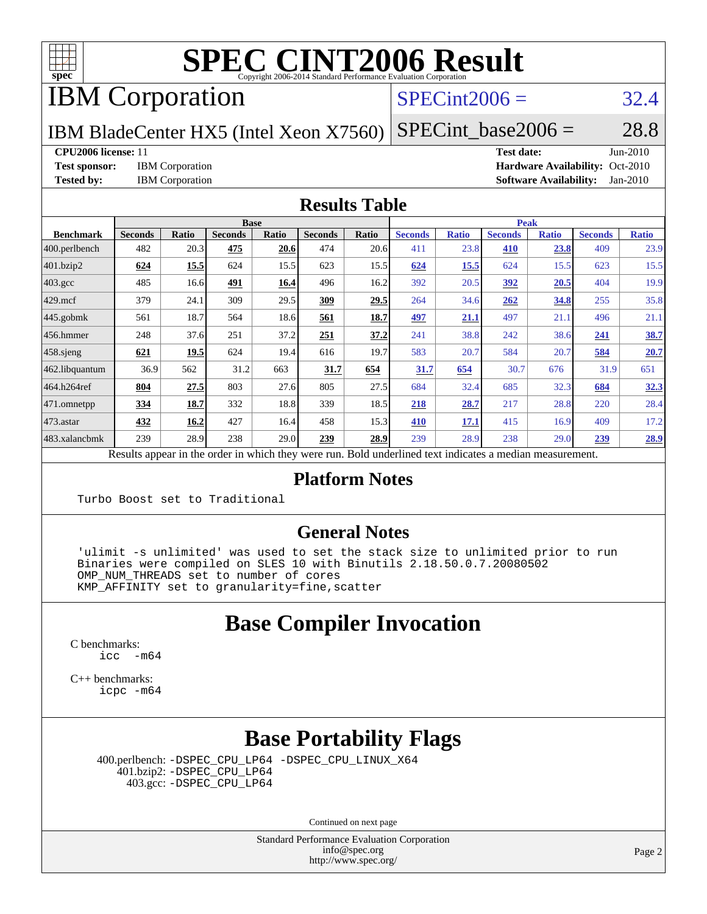# SPEC CINT2006 Result

Copyright 2006-2014 Standard Performance Evaluation Corporation

## IBM Corporation

IBM BladeCenter HX5 (Intel Xeon X7560)

SPECint2006 = 32.4

SPECint_base2006 = 28.8

| | | | |
|---|---|---|---|
| **CPU2006 license:** 11 | | **Test date:** | Jun-2010 |
| **Test sponsor:** | IBM Corporation | **Hardware Availability:** | Oct-2010 |
| **Tested by:** | IBM Corporation | **Software Availability:** | Jan-2010 |

## Results Table

| | Base | | | | | | Peak | | | | | |
|---|---|---|---|---|---|---|---|---|---|---|---|---|
| **Benchmark** | **Seconds** | **Ratio** | **Seconds** | **Ratio** | **Seconds** | **Ratio** | **Seconds** | **Ratio** | **Seconds** | **Ratio** | **Seconds** | **Ratio** |
| 400.perlbench | 482 | 20.3 | **475** | **20.6** | 474 | 20.6 | 411 | 23.8 | **410** | **23.8** | 409 | 23.9 |
| 401.bzip2 | **624** | **15.5** | 624 | 15.5 | 623 | 15.5 | **624** | **15.5** | 624 | 15.5 | 623 | 15.5 |
| 403.gcc | 485 | 16.6 | **491** | **16.4** | 496 | 16.2 | 392 | 20.5 | **392** | **20.5** | 404 | 19.9 |
| 429.mcf | 379 | 24.1 | 309 | 29.5 | **309** | **29.5** | 264 | 34.6 | **262** | **34.8** | 255 | 35.8 |
| 445.gobmk | 561 | 18.7 | 564 | 18.6 | **561** | **18.7** | **497** | **21.1** | 497 | 21.1 | 496 | 21.1 |
| 456.hmmer | 248 | 37.6 | 251 | 37.2 | **251** | **37.2** | 241 | 38.8 | 242 | 38.6 | **241** | **38.7** |
| 458.sjeng | **621** | **19.5** | 624 | 19.4 | 616 | 19.7 | 583 | 20.7 | 584 | 20.7 | **584** | **20.7** |
| 462.libquantum | 36.9 | 562 | 31.2 | 663 | **31.7** | **654** | **31.7** | **654** | 30.7 | 676 | 31.9 | 651 |
| 464.h264ref | **804** | **27.5** | 803 | 27.6 | 805 | 27.5 | 684 | 32.4 | 685 | 32.3 | **684** | **32.3** |
| 471.omnetpp | **334** | **18.7** | 332 | 18.8 | 339 | 18.5 | **218** | **28.7** | 217 | 28.8 | 220 | 28.4 |
| 473.astar | **432** | **16.2** | 427 | 16.4 | 458 | 15.3 | **410** | **17.1** | 415 | 16.9 | 409 | 17.2 |
| 483.xalancbmk | 239 | 28.9 | 238 | 29.0 | **239** | **28.9** | 239 | 28.9 | 238 | 29.0 | **239** | **28.9** |

Results appear in the order in which they were run. Bold underlined text indicates a median measurement.

## Platform Notes

```
Turbo Boost set to Traditional
```

## General Notes

```
'ulimit -s unlimited' was used to set the stack size to unlimited prior to run
Binaries were compiled on SLES 10 with Binutils 2.18.50.0.7.20080502
OMP_NUM_THREADS set to number of cores
KMP_AFFINITY set to granularity=fine,scatter
```

## Base Compiler Invocation

C benchmarks:
```
icc -m64
```

C++ benchmarks:
```
icpc -m64
```

## Base Portability Flags

400.perlbench: -DSPEC_CPU_LP64 -DSPEC_CPU_LINUX_X64
401.bzip2: -DSPEC_CPU_LP64
403.gcc: -DSPEC_CPU_LP64

Continued on next page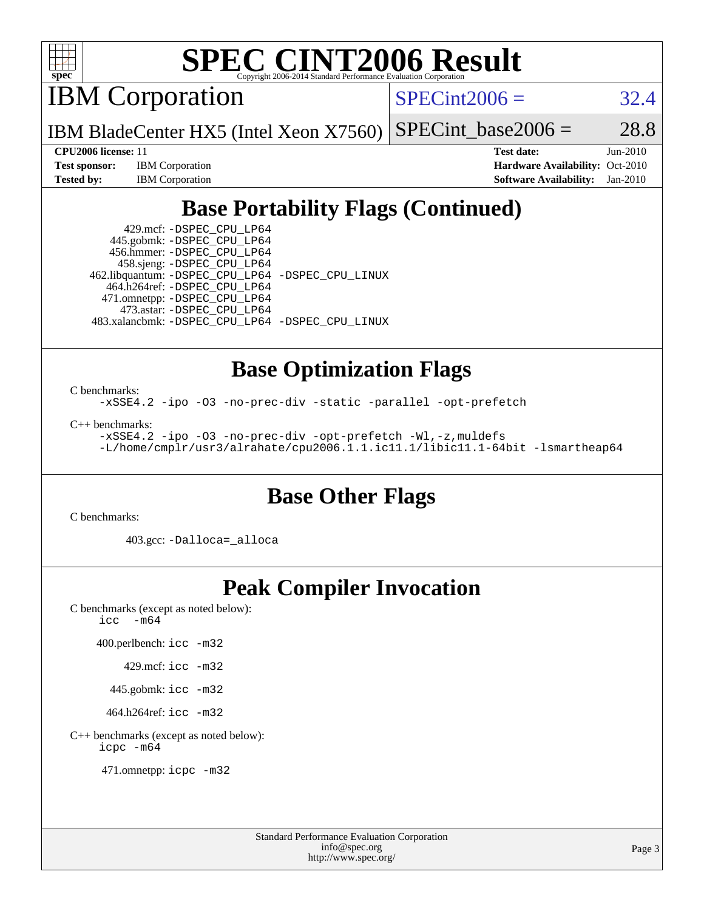# SPEC CINT2006 Result

Copyright 2006-2014 Standard Performance Evaluation Corporation

## IBM Corporation

IBM BladeCenter HX5 (Intel Xeon X7560)

SPECint2006 = 32.4

SPECint_base2006 = 28.8

**CPU2006 license:** 11
**Test sponsor:** IBM Corporation
**Tested by:** IBM Corporation

**Test date:** Jun-2010
**Hardware Availability:** Oct-2010
**Software Availability:** Jan-2010

## Base Portability Flags (Continued)

429.mcf: -DSPEC_CPU_LP64
445.gobmk: -DSPEC_CPU_LP64
456.hmmer: -DSPEC_CPU_LP64
458.sjeng: -DSPEC_CPU_LP64
462.libquantum: -DSPEC_CPU_LP64 -DSPEC_CPU_LINUX
464.h264ref: -DSPEC_CPU_LP64
471.omnetpp: -DSPEC_CPU_LP64
473.astar: -DSPEC_CPU_LP64
483.xalancbmk: -DSPEC_CPU_LP64 -DSPEC_CPU_LINUX

## Base Optimization Flags

C benchmarks:

```
-xSSE4.2 -ipo -O3 -no-prec-div -static -parallel -opt-prefetch
```

C++ benchmarks:

```
-xSSE4.2 -ipo -O3 -no-prec-div -opt-prefetch -Wl,-z,muldefs
-L/home/cmplr/usr3/alrahate/cpu2006.1.1.ic11.1/libic11.1-64bit -lsmartheap64
```

## Base Other Flags

C benchmarks:

403.gcc: -Dalloca=_alloca

## Peak Compiler Invocation

C benchmarks (except as noted below):
icc -m64

400.perlbench: icc -m32

429.mcf: icc -m32

445.gobmk: icc -m32

464.h264ref: icc -m32

C++ benchmarks (except as noted below):
icpc -m64

471.omnetpp: icpc -m32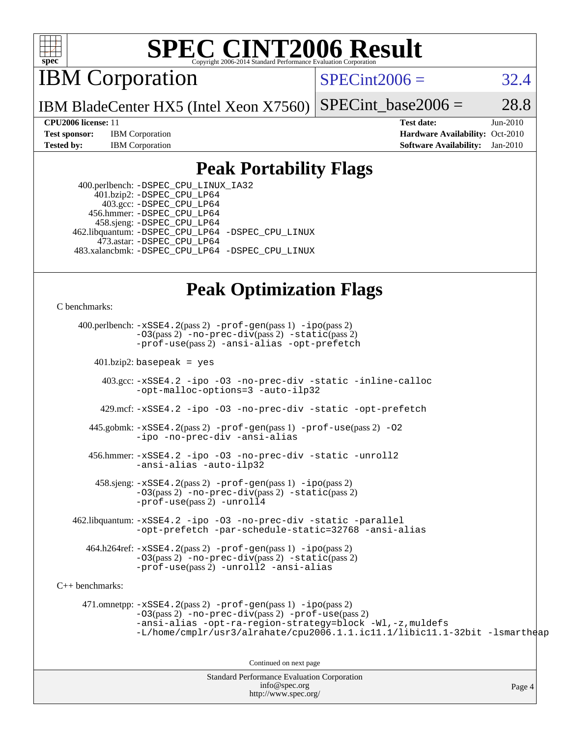# SPEC CINT2006 Result

## IBM Corporation

IBM BladeCenter HX5 (Intel Xeon X7560)

| | |
|---|---|
| SPECint2006 = | 32.4 |
| SPECint_base2006 = | 28.8 |

| | | | |
|---|---|---|---|
| **CPU2006 license:** 11 | | **Test date:** | Jun-2010 |
| **Test sponsor:** | IBM Corporation | **Hardware Availability:** | Oct-2010 |
| **Tested by:** | IBM Corporation | **Software Availability:** | Jan-2010 |

## Peak Portability Flags

400.perlbench: -DSPEC_CPU_LINUX_IA32
401.bzip2: -DSPEC_CPU_LP64
403.gcc: -DSPEC_CPU_LP64
456.hmmer: -DSPEC_CPU_LP64
458.sjeng: -DSPEC_CPU_LP64
462.libquantum: -DSPEC_CPU_LP64 -DSPEC_CPU_LINUX
473.astar: -DSPEC_CPU_LP64
483.xalancbmk: -DSPEC_CPU_LP64 -DSPEC_CPU_LINUX

## Peak Optimization Flags

C benchmarks:

400.perlbench: -xSSE4.2(pass 2) -prof-gen(pass 1) -ipo(pass 2) -O3(pass 2) -no-prec-div(pass 2) -static(pass 2) -prof-use(pass 2) -ansi-alias -opt-prefetch

401.bzip2: basepeak = yes

403.gcc: -xSSE4.2 -ipo -O3 -no-prec-div -static -inline-calloc -opt-malloc-options=3 -auto-ilp32

429.mcf: -xSSE4.2 -ipo -O3 -no-prec-div -static -opt-prefetch

445.gobmk: -xSSE4.2(pass 2) -prof-gen(pass 1) -prof-use(pass 2) -O2 -ipo -no-prec-div -ansi-alias

456.hmmer: -xSSE4.2 -ipo -O3 -no-prec-div -static -unroll2 -ansi-alias -auto-ilp32

458.sjeng: -xSSE4.2(pass 2) -prof-gen(pass 1) -ipo(pass 2) -O3(pass 2) -no-prec-div(pass 2) -static(pass 2) -prof-use(pass 2) -unroll4

462.libquantum: -xSSE4.2 -ipo -O3 -no-prec-div -static -parallel -opt-prefetch -par-schedule-static=32768 -ansi-alias

464.h264ref: -xSSE4.2(pass 2) -prof-gen(pass 1) -ipo(pass 2) -O3(pass 2) -no-prec-div(pass 2) -static(pass 2) -prof-use(pass 2) -unroll2 -ansi-alias

C++ benchmarks:

471.omnetpp: -xSSE4.2(pass 2) -prof-gen(pass 1) -ipo(pass 2) -O3(pass 2) -no-prec-div(pass 2) -prof-use(pass 2) -ansi-alias -opt-ra-region-strategy=block -Wl,-z,muldefs -L/home/cmplr/usr3/alrahate/cpu2006.1.1.ic11.1/libic11.1-32bit -lsmartheap

Continued on next page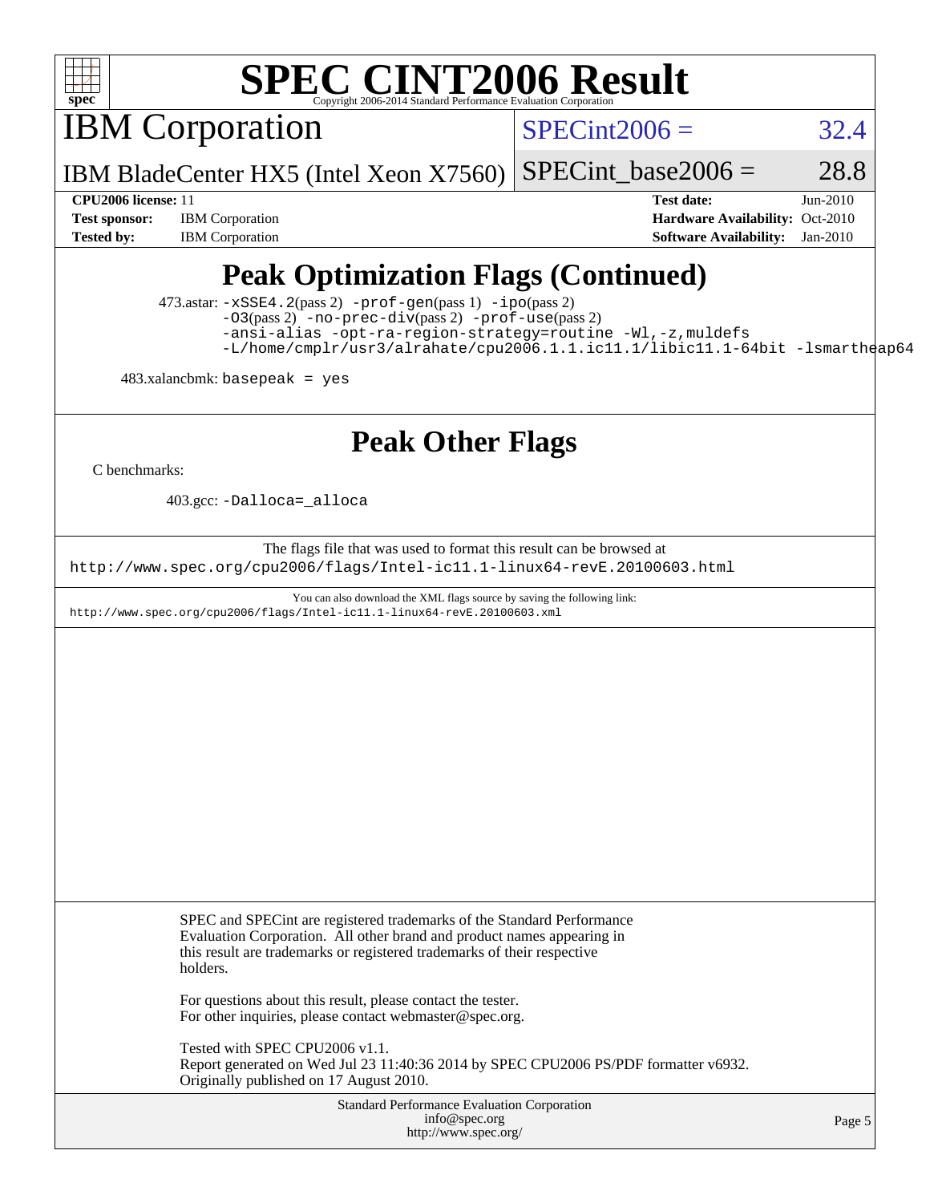# SPEC CINT2006 Result

IBM Corporation

IBM BladeCenter HX5 (Intel Xeon X7560)

SPECint2006 = 32.4

SPECint_base2006 = 28.8

**CPU2006 license:** 11
**Test sponsor:** IBM Corporation
**Tested by:** IBM Corporation
**Test date:** Jun-2010
**Hardware Availability:** Oct-2010
**Software Availability:** Jan-2010

## Peak Optimization Flags (Continued)

473.astar: -xSSE4.2(pass 2) -prof-gen(pass 1) -ipo(pass 2) -O3(pass 2) -no-prec-div(pass 2) -prof-use(pass 2) -ansi-alias -opt-ra-region-strategy=routine -Wl,-z,muldefs -L/home/cmplr/usr3/alrahate/cpu2006.1.1.ic11.1/libic11.1-64bit -lsmartheap64

483.xalancbmk: basepeak = yes

## Peak Other Flags

C benchmarks:

403.gcc: -Dalloca=_alloca

The flags file that was used to format this result can be browsed at
http://www.spec.org/cpu2006/flags/Intel-ic11.1-linux64-revE.20100603.html

You can also download the XML flags source by saving the following link:
http://www.spec.org/cpu2006/flags/Intel-ic11.1-linux64-revE.20100603.xml

SPEC and SPECint are registered trademarks of the Standard Performance Evaluation Corporation. All other brand and product names appearing in this result are trademarks or registered trademarks of their respective holders.

For questions about this result, please contact the tester.
For other inquiries, please contact webmaster@spec.org.

Tested with SPEC CPU2006 v1.1.
Report generated on Wed Jul 23 11:40:36 2014 by SPEC CPU2006 PS/PDF formatter v6932.
Originally published on 17 August 2010.